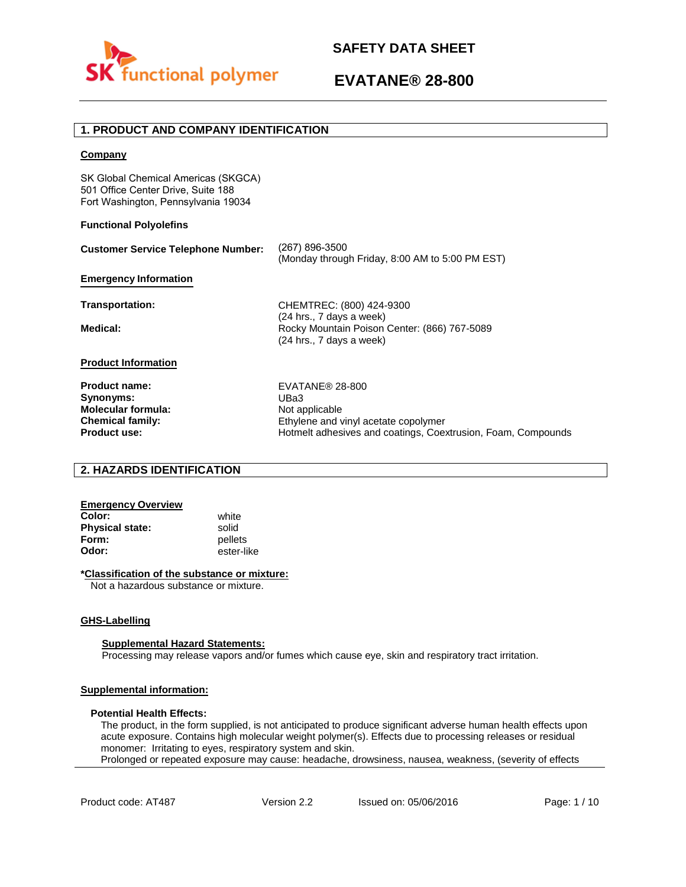# SAFETY DATA SHEET

# EVATANE® 28-800

## 1. PRODUCT AND COMPANY IDENTIFICATION

**Company**

SK Global Chemical Americas (SKGCA)
501 Office Center Drive, Suite 188
Fort Washington, Pennsylvania 19034

**Functional Polyolefins**

**Customer Service Telephone Number:** (267) 896-3500
(Monday through Friday, 8:00 AM to 5:00 PM EST)

**Emergency Information**

**Transportation:** CHEMTREC: (800) 424-9300
(24 hrs., 7 days a week)

**Medical:** Rocky Mountain Poison Center: (866) 767-5089
(24 hrs., 7 days a week)

**Product Information**

| | |
|---|---|
| **Product name:** | EVATANE® 28-800 |
| **Synonyms:** | UBa3 |
| **Molecular formula:** | Not applicable |
| **Chemical family:** | Ethylene and vinyl acetate copolymer |
| **Product use:** | Hotmelt adhesives and coatings, Coextrusion, Foam, Compounds |

## 2. HAZARDS IDENTIFICATION

**Emergency Overview**

| | |
|---|---|
| **Color:** | white |
| **Physical state:** | solid |
| **Form:** | pellets |
| **Odor:** | ester-like |

***Classification of the substance or mixture:**

Not a hazardous substance or mixture.

**GHS-Labelling**

**Supplemental Hazard Statements:**

Processing may release vapors and/or fumes which cause eye, skin and respiratory tract irritation.

**Supplemental information:**

**Potential Health Effects:**

The product, in the form supplied, is not anticipated to produce significant adverse human health effects upon acute exposure. Contains high molecular weight polymer(s). Effects due to processing releases or residual monomer: Irritating to eyes, respiratory system and skin.

Prolonged or repeated exposure may cause: headache, drowsiness, nausea, weakness, (severity of effects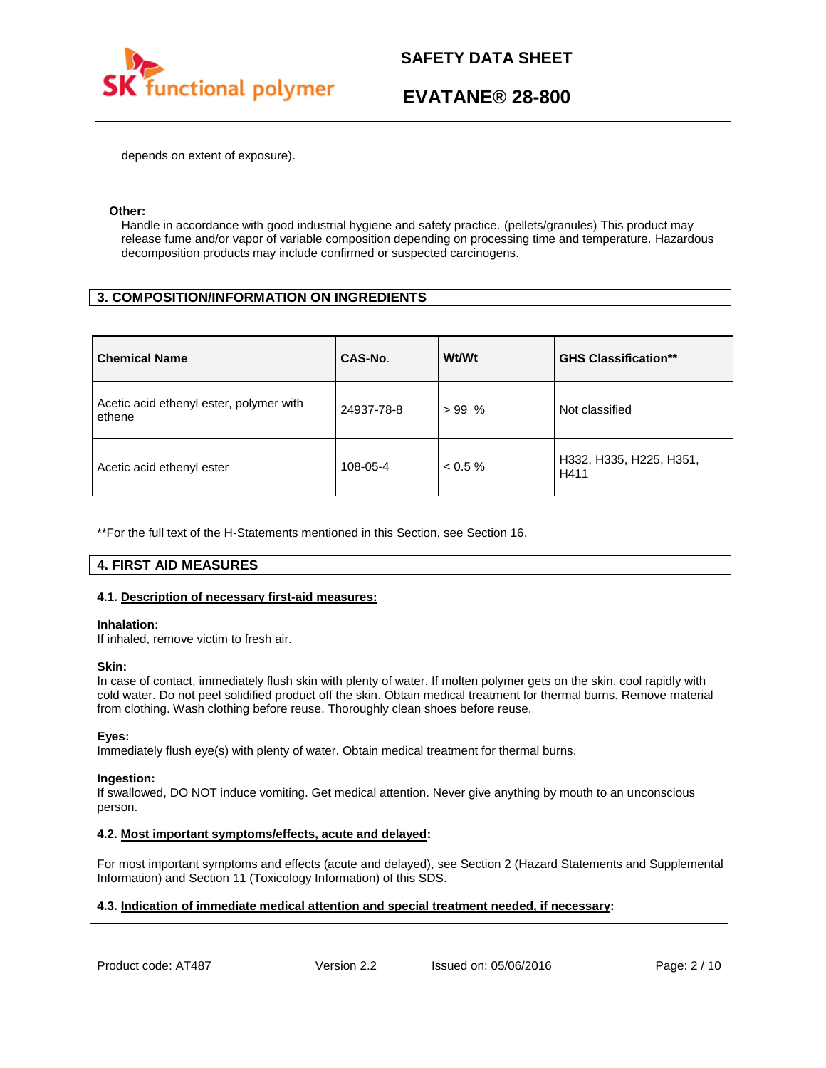depends on extent of exposure).

**Other:**

Handle in accordance with good industrial hygiene and safety practice. (pellets/granules) This product may release fume and/or vapor of variable composition depending on processing time and temperature. Hazardous decomposition products may include confirmed or suspected carcinogens.

## 3. COMPOSITION/INFORMATION ON INGREDIENTS

| Chemical Name | CAS-No. | Wt/Wt | GHS Classification** |
|---|---|---|---|
| Acetic acid ethenyl ester, polymer with ethene | 24937-78-8 | > 99 % | Not classified |
| Acetic acid ethenyl ester | 108-05-4 | < 0.5 % | H332, H335, H225, H351, H411 |

**For the full text of the H-Statements mentioned in this Section, see Section 16.

## 4. FIRST AID MEASURES

### 4.1. Description of necessary first-aid measures:

**Inhalation:**
If inhaled, remove victim to fresh air.

**Skin:**
In case of contact, immediately flush skin with plenty of water. If molten polymer gets on the skin, cool rapidly with cold water. Do not peel solidified product off the skin. Obtain medical treatment for thermal burns. Remove material from clothing. Wash clothing before reuse. Thoroughly clean shoes before reuse.

**Eyes:**
Immediately flush eye(s) with plenty of water. Obtain medical treatment for thermal burns.

**Ingestion:**
If swallowed, DO NOT induce vomiting. Get medical attention. Never give anything by mouth to an unconscious person.

### 4.2. Most important symptoms/effects, acute and delayed:

For most important symptoms and effects (acute and delayed), see Section 2 (Hazard Statements and Supplemental Information) and Section 11 (Toxicology Information) of this SDS.

### 4.3. Indication of immediate medical attention and special treatment needed, if necessary: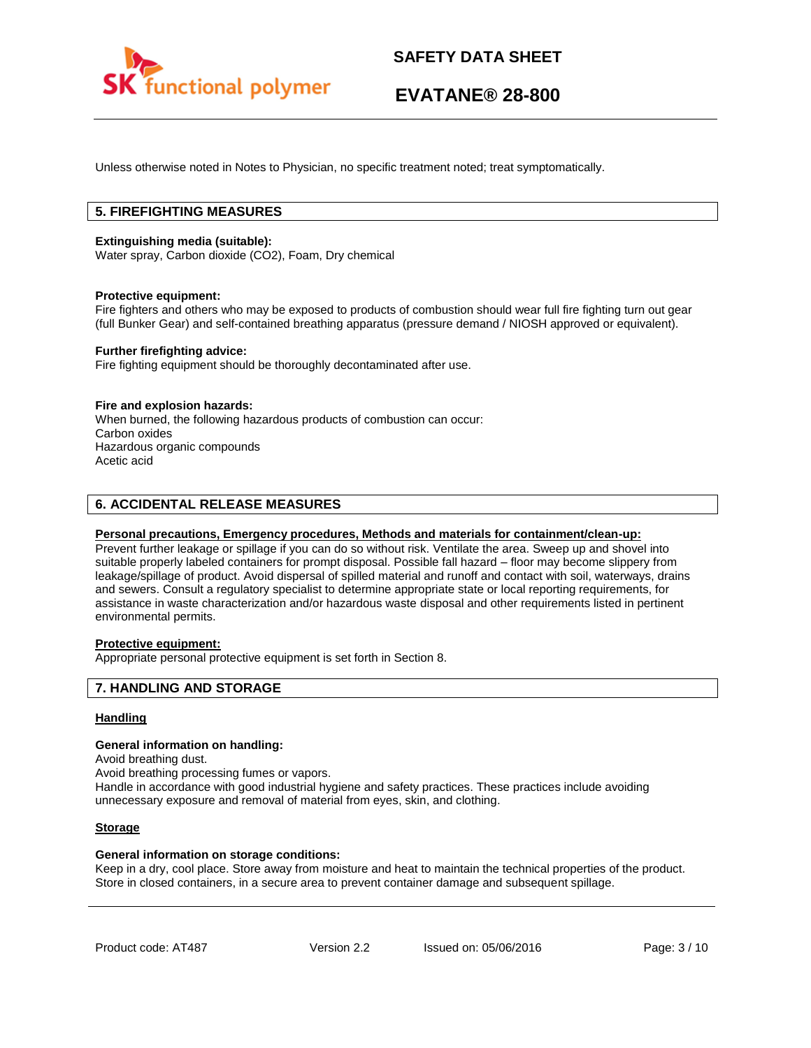Unless otherwise noted in Notes to Physician, no specific treatment noted; treat symptomatically.

## 5. FIREFIGHTING MEASURES

**Extinguishing media (suitable):**
Water spray, Carbon dioxide ($CO_2$), Foam, Dry chemical

**Protective equipment:**
Fire fighters and others who may be exposed to products of combustion should wear full fire fighting turn out gear (full Bunker Gear) and self-contained breathing apparatus (pressure demand / NIOSH approved or equivalent).

**Further firefighting advice:**
Fire fighting equipment should be thoroughly decontaminated after use.

**Fire and explosion hazards:**
When burned, the following hazardous products of combustion can occur:
Carbon oxides
Hazardous organic compounds
Acetic acid

## 6. ACCIDENTAL RELEASE MEASURES

**Personal precautions, Emergency procedures, Methods and materials for containment/clean-up:**
Prevent further leakage or spillage if you can do so without risk. Ventilate the area. Sweep up and shovel into suitable properly labeled containers for prompt disposal. Possible fall hazard – floor may become slippery from leakage/spillage of product. Avoid dispersal of spilled material and runoff and contact with soil, waterways, drains and sewers. Consult a regulatory specialist to determine appropriate state or local reporting requirements, for assistance in waste characterization and/or hazardous waste disposal and other requirements listed in pertinent environmental permits.

**Protective equipment:**
Appropriate personal protective equipment is set forth in Section 8.

## 7. HANDLING AND STORAGE

**Handling**

**General information on handling:**
Avoid breathing dust.
Avoid breathing processing fumes or vapors.
Handle in accordance with good industrial hygiene and safety practices. These practices include avoiding unnecessary exposure and removal of material from eyes, skin, and clothing.

**Storage**

**General information on storage conditions:**
Keep in a dry, cool place. Store away from moisture and heat to maintain the technical properties of the product. Store in closed containers, in a secure area to prevent container damage and subsequent spillage.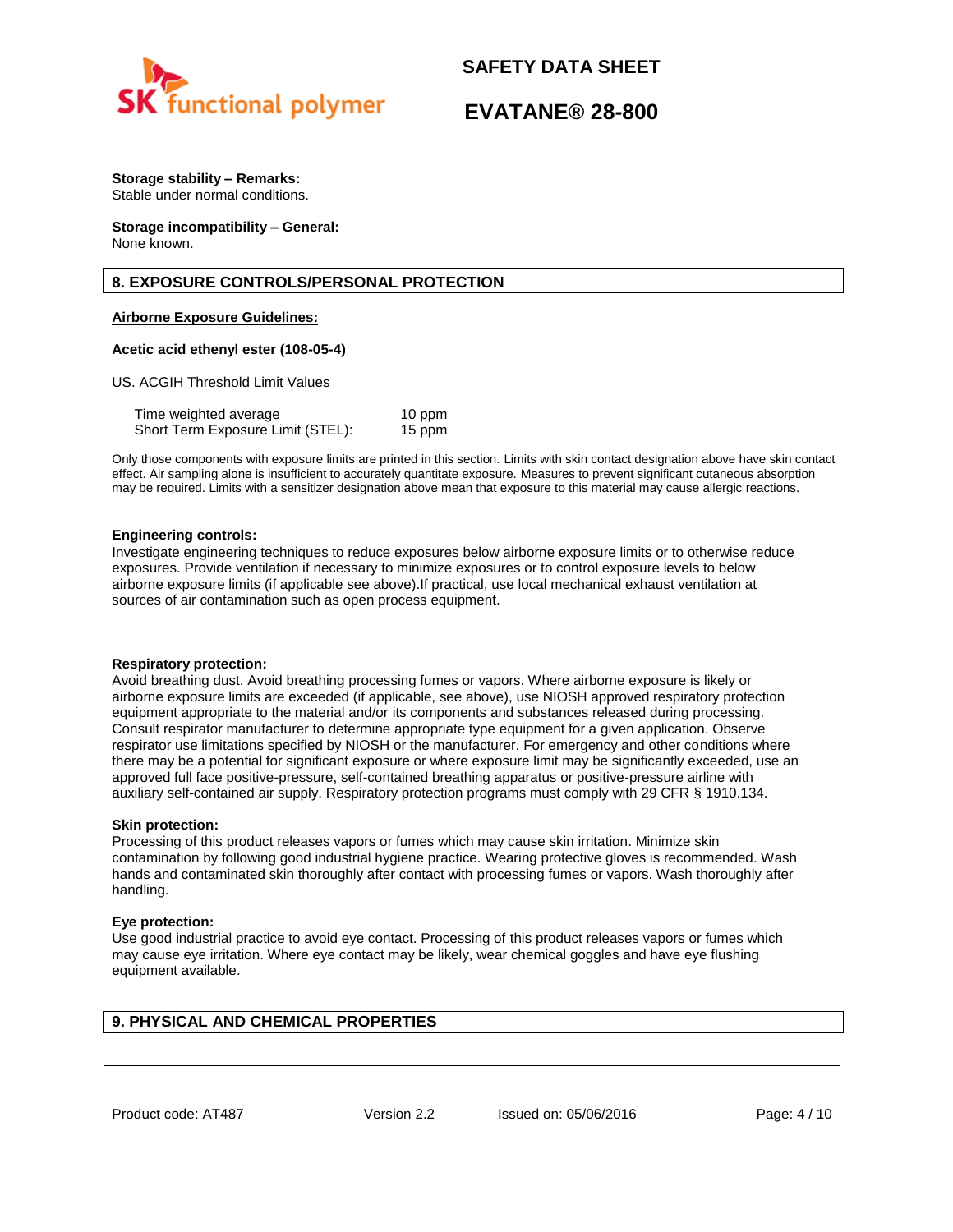**Storage stability – Remarks:**
Stable under normal conditions.

**Storage incompatibility – General:**
None known.

## 8. EXPOSURE CONTROLS/PERSONAL PROTECTION

**Airborne Exposure Guidelines:**

**Acetic acid ethenyl ester (108-05-4)**

US. ACGIH Threshold Limit Values

| | |
|---|---|
| Time weighted average | 10 ppm |
| Short Term Exposure Limit (STEL): | 15 ppm |

Only those components with exposure limits are printed in this section. Limits with skin contact designation above have skin contact effect. Air sampling alone is insufficient to accurately quantitate exposure. Measures to prevent significant cutaneous absorption may be required. Limits with a sensitizer designation above mean that exposure to this material may cause allergic reactions.

**Engineering controls:**
Investigate engineering techniques to reduce exposures below airborne exposure limits or to otherwise reduce exposures. Provide ventilation if necessary to minimize exposures or to control exposure levels to below airborne exposure limits (if applicable see above).If practical, use local mechanical exhaust ventilation at sources of air contamination such as open process equipment.

**Respiratory protection:**
Avoid breathing dust. Avoid breathing processing fumes or vapors. Where airborne exposure is likely or airborne exposure limits are exceeded (if applicable, see above), use NIOSH approved respiratory protection equipment appropriate to the material and/or its components and substances released during processing. Consult respirator manufacturer to determine appropriate type equipment for a given application. Observe respirator use limitations specified by NIOSH or the manufacturer. For emergency and other conditions where there may be a potential for significant exposure or where exposure limit may be significantly exceeded, use an approved full face positive-pressure, self-contained breathing apparatus or positive-pressure airline with auxiliary self-contained air supply. Respiratory protection programs must comply with 29 CFR § 1910.134.

**Skin protection:**
Processing of this product releases vapors or fumes which may cause skin irritation. Minimize skin contamination by following good industrial hygiene practice. Wearing protective gloves is recommended. Wash hands and contaminated skin thoroughly after contact with processing fumes or vapors. Wash thoroughly after handling.

**Eye protection:**
Use good industrial practice to avoid eye contact. Processing of this product releases vapors or fumes which may cause eye irritation. Where eye contact may be likely, wear chemical goggles and have eye flushing equipment available.

## 9. PHYSICAL AND CHEMICAL PROPERTIES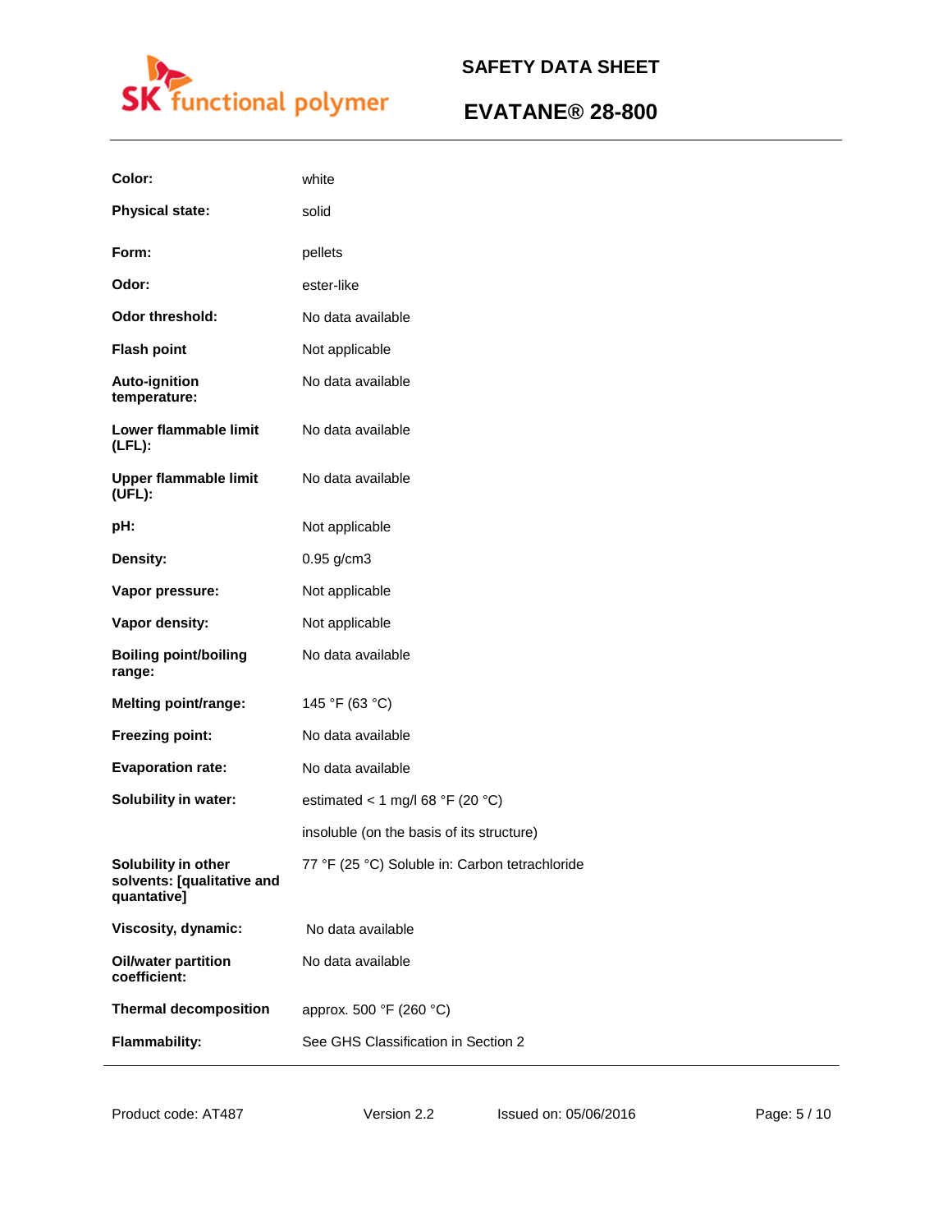| | |
|---|---|
| **Color:** | white |
| **Physical state:** | solid |
| **Form:** | pellets |
| **Odor:** | ester-like |
| **Odor threshold:** | No data available |
| **Flash point** | Not applicable |
| **Auto-ignition temperature:** | No data available |
| **Lower flammable limit (LFL):** | No data available |
| **Upper flammable limit (UFL):** | No data available |
| **pH:** | Not applicable |
| **Density:** | 0.95 g/cm3 |
| **Vapor pressure:** | Not applicable |
| **Vapor density:** | Not applicable |
| **Boiling point/boiling range:** | No data available |
| **Melting point/range:** | 145 °F (63 °C) |
| **Freezing point:** | No data available |
| **Evaporation rate:** | No data available |
| **Solubility in water:** | estimated < 1 mg/l 68 °F (20 °C) |
| | insoluble (on the basis of its structure) |
| **Solubility in other solvents: [qualitative and quantative]** | 77 °F (25 °C) Soluble in: Carbon tetrachloride |
| **Viscosity, dynamic:** | No data available |
| **Oil/water partition coefficient:** | No data available |
| **Thermal decomposition** | approx. 500 °F (260 °C) |
| **Flammability:** | See GHS Classification in Section 2 |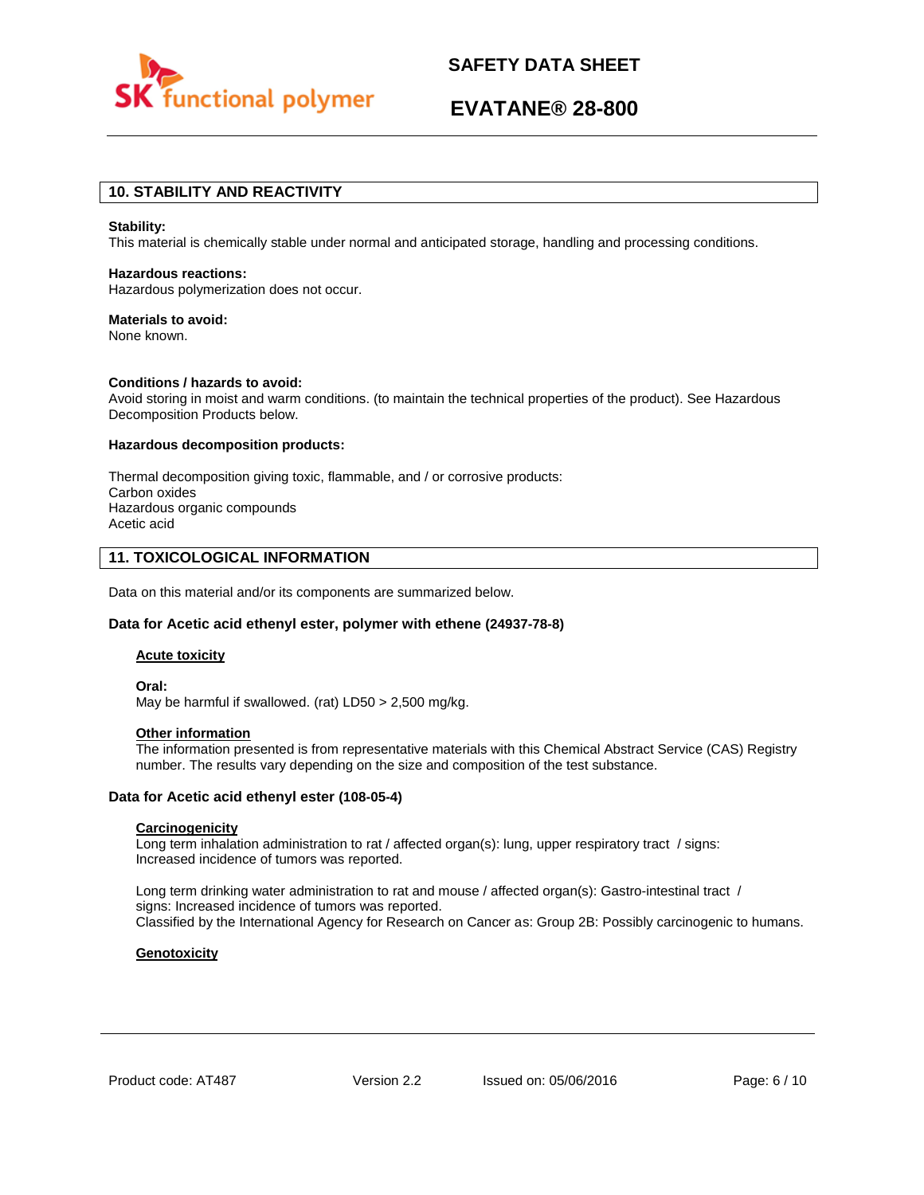## 10. STABILITY AND REACTIVITY

**Stability:**
This material is chemically stable under normal and anticipated storage, handling and processing conditions.

**Hazardous reactions:**
Hazardous polymerization does not occur.

**Materials to avoid:**
None known.

**Conditions / hazards to avoid:**
Avoid storing in moist and warm conditions. (to maintain the technical properties of the product). See Hazardous Decomposition Products below.

**Hazardous decomposition products:**

Thermal decomposition giving toxic, flammable, and / or corrosive products:
Carbon oxides
Hazardous organic compounds
Acetic acid

## 11. TOXICOLOGICAL INFORMATION

Data on this material and/or its components are summarized below.

### Data for Acetic acid ethenyl ester, polymer with ethene (24937-78-8)

**Acute toxicity**

**Oral:**
May be harmful if swallowed. (rat) LD50 > 2,500 mg/kg.

**Other information**
The information presented is from representative materials with this Chemical Abstract Service (CAS) Registry number. The results vary depending on the size and composition of the test substance.

### Data for Acetic acid ethenyl ester (108-05-4)

**Carcinogenicity**
Long term inhalation administration to rat / affected organ(s): lung, upper respiratory tract / signs: Increased incidence of tumors was reported.

Long term drinking water administration to rat and mouse / affected organ(s): Gastro-intestinal tract / signs: Increased incidence of tumors was reported.
Classified by the International Agency for Research on Cancer as: Group 2B: Possibly carcinogenic to humans.

**Genotoxicity**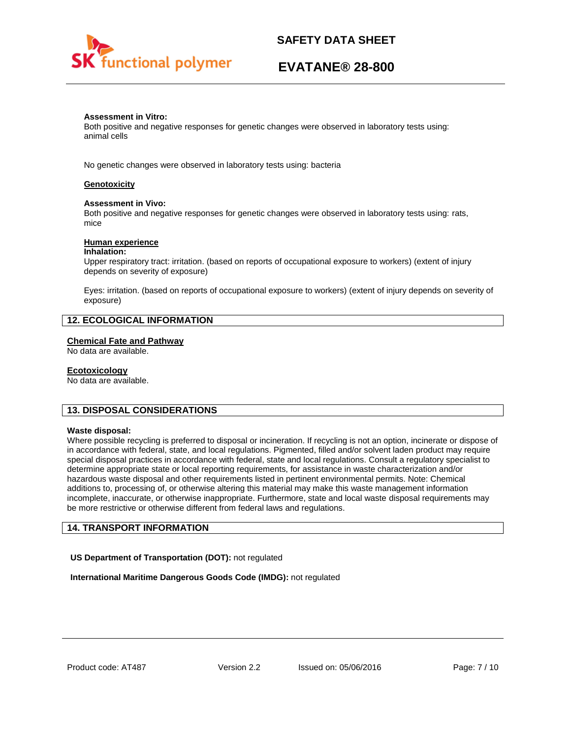**Assessment in Vitro:**
Both positive and negative responses for genetic changes were observed in laboratory tests using: animal cells

No genetic changes were observed in laboratory tests using: bacteria

**Genotoxicity**

**Assessment in Vivo:**
Both positive and negative responses for genetic changes were observed in laboratory tests using: rats, mice

**Human experience**

**Inhalation:**
Upper respiratory tract: irritation. (based on reports of occupational exposure to workers) (extent of injury depends on severity of exposure)

Eyes: irritation. (based on reports of occupational exposure to workers) (extent of injury depends on severity of exposure)

## 12. ECOLOGICAL INFORMATION

**Chemical Fate and Pathway**
No data are available.

**Ecotoxicology**
No data are available.

## 13. DISPOSAL CONSIDERATIONS

**Waste disposal:**
Where possible recycling is preferred to disposal or incineration. If recycling is not an option, incinerate or dispose of in accordance with federal, state, and local regulations. Pigmented, filled and/or solvent laden product may require special disposal practices in accordance with federal, state and local regulations. Consult a regulatory specialist to determine appropriate state or local reporting requirements, for assistance in waste characterization and/or hazardous waste disposal and other requirements listed in pertinent environmental permits. Note: Chemical additions to, processing of, or otherwise altering this material may make this waste management information incomplete, inaccurate, or otherwise inappropriate. Furthermore, state and local waste disposal requirements may be more restrictive or otherwise different from federal laws and regulations.

## 14. TRANSPORT INFORMATION

**US Department of Transportation (DOT):** not regulated

**International Maritime Dangerous Goods Code (IMDG):** not regulated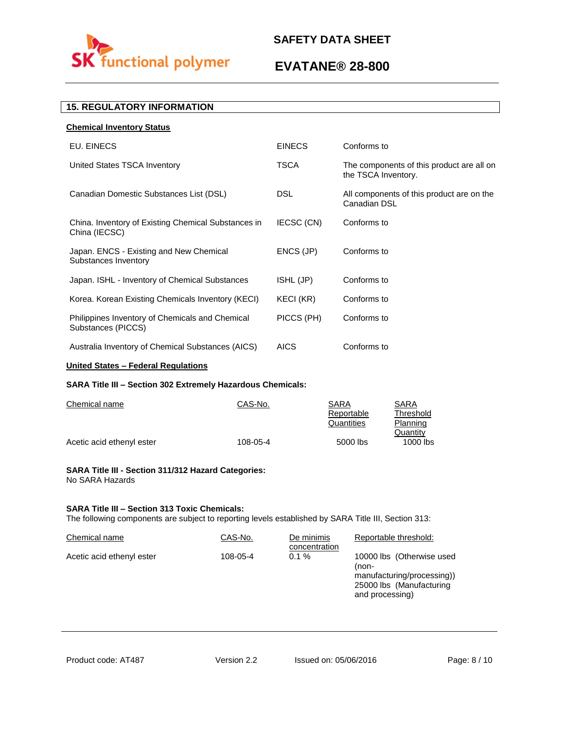## 15. REGULATORY INFORMATION

**Chemical Inventory Status**

| | | |
|---|---|---|
| EU. EINECS | EINECS | Conforms to |
| United States TSCA Inventory | TSCA | The components of this product are all on the TSCA Inventory. |
| Canadian Domestic Substances List (DSL) | DSL | All components of this product are on the Canadian DSL |
| China. Inventory of Existing Chemical Substances in China (IECSC) | IECSC (CN) | Conforms to |
| Japan. ENCS - Existing and New Chemical Substances Inventory | ENCS (JP) | Conforms to |
| Japan. ISHL - Inventory of Chemical Substances | ISHL (JP) | Conforms to |
| Korea. Korean Existing Chemicals Inventory (KECI) | KECI (KR) | Conforms to |
| Philippines Inventory of Chemicals and Chemical Substances (PICCS) | PICCS (PH) | Conforms to |
| Australia Inventory of Chemical Substances (AICS) | AICS | Conforms to |

**United States – Federal Regulations**

**SARA Title III – Section 302 Extremely Hazardous Chemicals:**

| Chemical name | CAS-No. | SARA Reportable Quantities | SARA Threshold Planning Quantity |
|---|---|---|---|
| Acetic acid ethenyl ester | 108-05-4 | 5000 lbs | 1000 lbs |

**SARA Title III - Section 311/312 Hazard Categories:**
No SARA Hazards

**SARA Title III – Section 313 Toxic Chemicals:**
The following components are subject to reporting levels established by SARA Title III, Section 313:

| Chemical name | CAS-No. | De minimis concentration | Reportable threshold: |
|---|---|---|---|
| Acetic acid ethenyl ester | 108-05-4 | 0.1 % | 10000 lbs (Otherwise used (non-manufacturing/processing)) 25000 lbs (Manufacturing and processing) |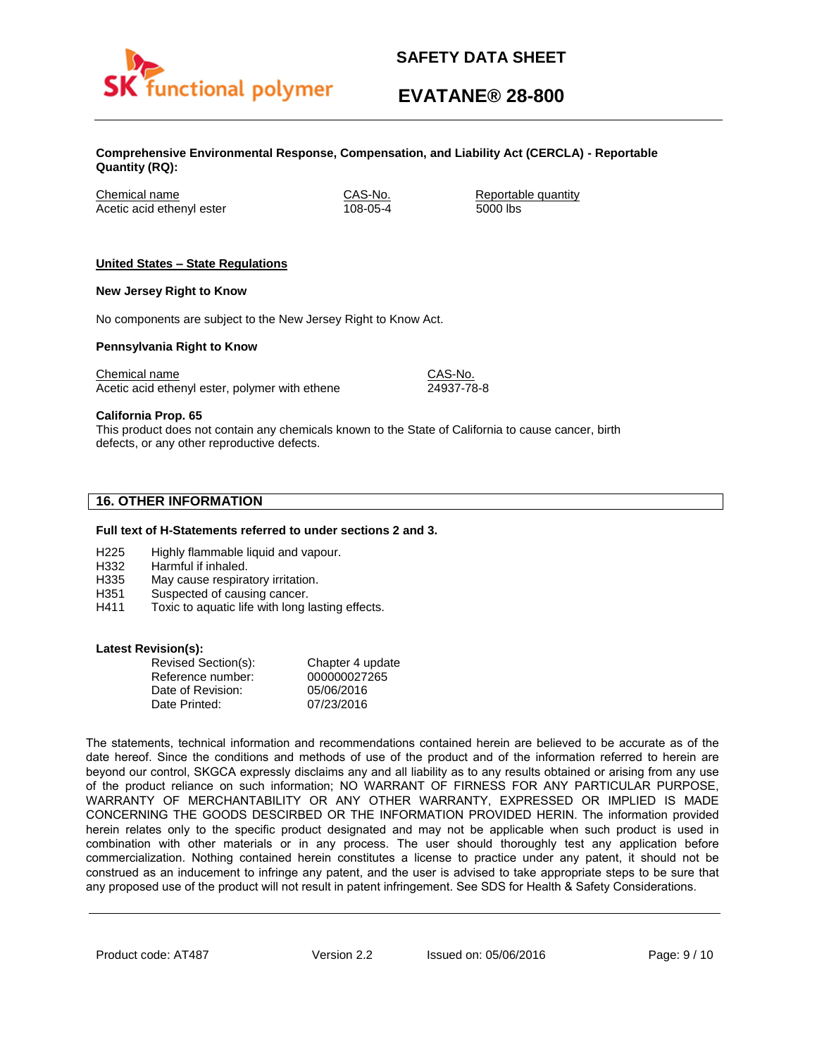**Comprehensive Environmental Response, Compensation, and Liability Act (CERCLA) - Reportable Quantity (RQ):**

| Chemical name | CAS-No. | Reportable quantity |
|---|---|---|
| Acetic acid ethenyl ester | 108-05-4 | 5000 lbs |

**United States – State Regulations**

**New Jersey Right to Know**

No components are subject to the New Jersey Right to Know Act.

**Pennsylvania Right to Know**

| Chemical name | CAS-No. |
|---|---|
| Acetic acid ethenyl ester, polymer with ethene | 24937-78-8 |

**California Prop. 65**
This product does not contain any chemicals known to the State of California to cause cancer, birth defects, or any other reproductive defects.

## 16. OTHER INFORMATION

**Full text of H-Statements referred to under sections 2 and 3.**

| | |
|---|---|
| H225 | Highly flammable liquid and vapour. |
| H332 | Harmful if inhaled. |
| H335 | May cause respiratory irritation. |
| H351 | Suspected of causing cancer. |
| H411 | Toxic to aquatic life with long lasting effects. |

**Latest Revision(s):**

| | |
|---|---|
| Revised Section(s): | Chapter 4 update |
| Reference number: | 000000027265 |
| Date of Revision: | 05/06/2016 |
| Date Printed: | 07/23/2016 |

The statements, technical information and recommendations contained herein are believed to be accurate as of the date hereof. Since the conditions and methods of use of the product and of the information referred to herein are beyond our control, SKGCA expressly disclaims any and all liability as to any results obtained or arising from any use of the product reliance on such information; NO WARRANT OF FIRNESS FOR ANY PARTICULAR PURPOSE, WARRANTY OF MERCHANTABILITY OR ANY OTHER WARRANTY, EXPRESSED OR IMPLIED IS MADE CONCERNING THE GOODS DESCRIBED OR THE INFORMATION PROVIDED HERIN. The information provided herein relates only to the specific product designated and may not be applicable when such product is used in combination with other materials or in any process. The user should thoroughly test any application before commercialization. Nothing contained herein constitutes a license to practice under any patent, it should not be construed as an inducement to infringe any patent, and the user is advised to take appropriate steps to be sure that any proposed use of the product will not result in patent infringement. See SDS for Health & Safety Considerations.